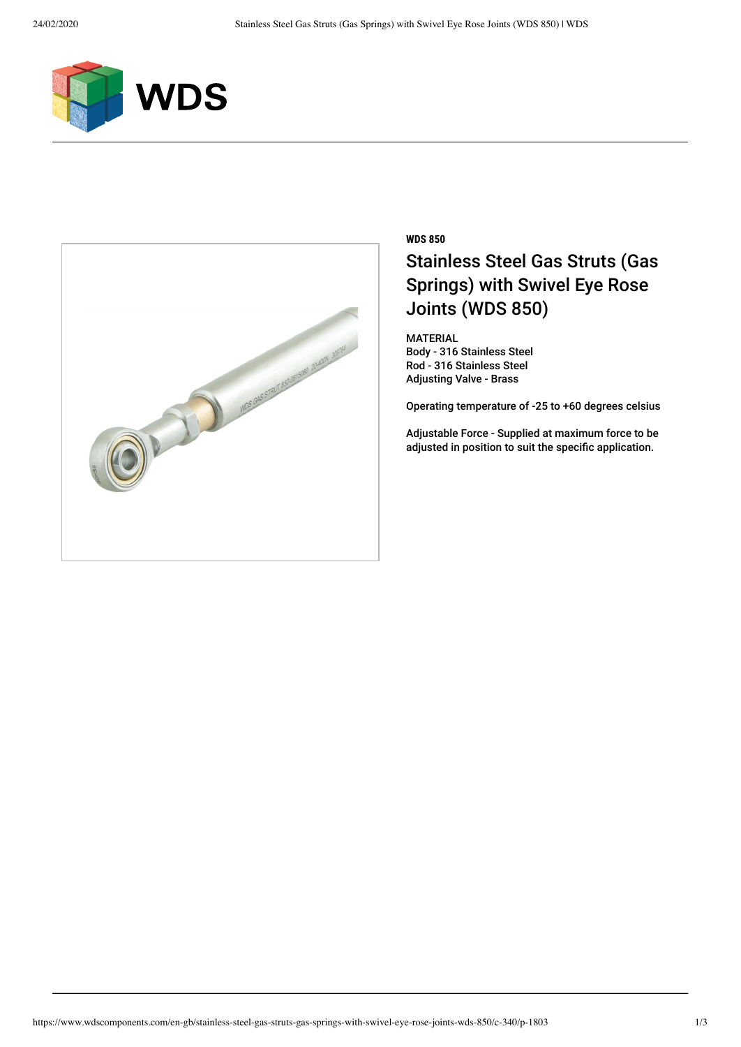**WDS 850**

# Stainless Steel Gas Struts (Gas Springs) with Swivel Eye Rose Joints (WDS 850)

MATERIAL
Body - 316 Stainless Steel
Rod - 316 Stainless Steel
Adjusting Valve - Brass

Operating temperature of -25 to +60 degrees celsius

Adjustable Force - Supplied at maximum force to be adjusted in position to suit the specific application.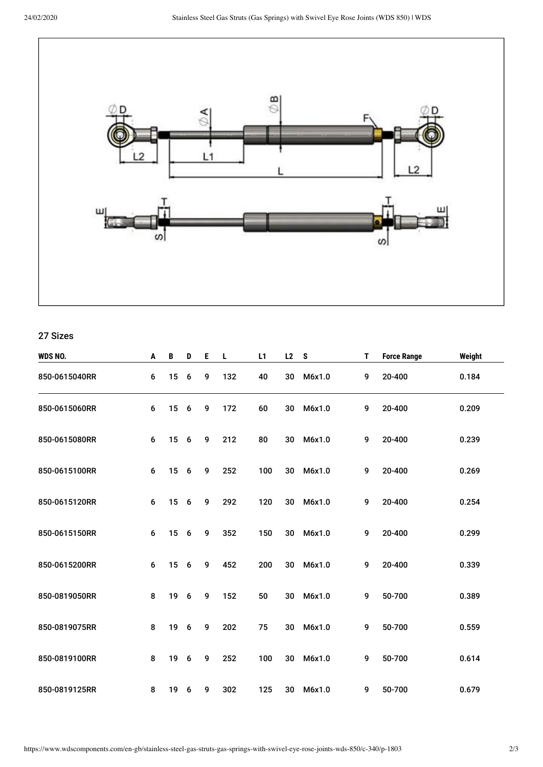27 Sizes

| WDS NO. | A | B | D | E | L | L1 | L2 | S | T | Force Range | Weight |
|---|---|---|---|---|---|---|---|---|---|---|---|
| 850-0615040RR | 6 | 15 | 6 | 9 | 132 | 40 | 30 | M6x1.0 | 9 | 20-400 | 0.184 |
| 850-0615060RR | 6 | 15 | 6 | 9 | 172 | 60 | 30 | M6x1.0 | 9 | 20-400 | 0.209 |
| 850-0615080RR | 6 | 15 | 6 | 9 | 212 | 80 | 30 | M6x1.0 | 9 | 20-400 | 0.239 |
| 850-0615100RR | 6 | 15 | 6 | 9 | 252 | 100 | 30 | M6x1.0 | 9 | 20-400 | 0.269 |
| 850-0615120RR | 6 | 15 | 6 | 9 | 292 | 120 | 30 | M6x1.0 | 9 | 20-400 | 0.254 |
| 850-0615150RR | 6 | 15 | 6 | 9 | 352 | 150 | 30 | M6x1.0 | 9 | 20-400 | 0.299 |
| 850-0615200RR | 6 | 15 | 6 | 9 | 452 | 200 | 30 | M6x1.0 | 9 | 20-400 | 0.339 |
| 850-0819050RR | 8 | 19 | 6 | 9 | 152 | 50 | 30 | M6x1.0 | 9 | 50-700 | 0.389 |
| 850-0819075RR | 8 | 19 | 6 | 9 | 202 | 75 | 30 | M6x1.0 | 9 | 50-700 | 0.559 |
| 850-0819100RR | 8 | 19 | 6 | 9 | 252 | 100 | 30 | M6x1.0 | 9 | 50-700 | 0.614 |
| 850-0819125RR | 8 | 19 | 6 | 9 | 302 | 125 | 30 | M6x1.0 | 9 | 50-700 | 0.679 |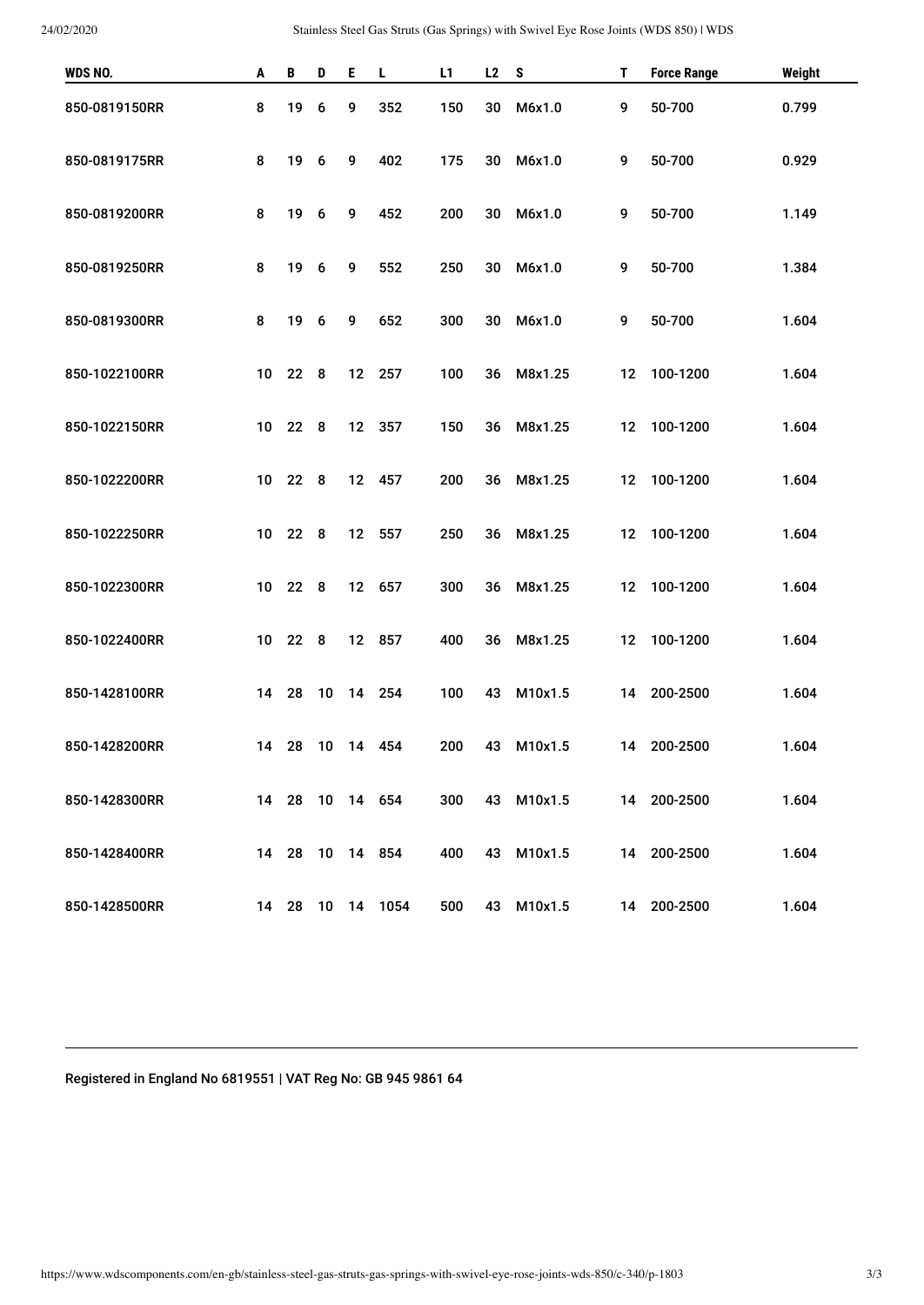| WDS NO. | A | B | D | E | L | L1 | L2 | S | T | Force Range | Weight |
|---|---|---|---|---|---|---|---|---|---|---|---|
| 850-0819150RR | 8 | 19 | 6 | 9 | 352 | 150 | 30 | M6x1.0 | 9 | 50-700 | 0.799 |
| 850-0819175RR | 8 | 19 | 6 | 9 | 402 | 175 | 30 | M6x1.0 | 9 | 50-700 | 0.929 |
| 850-0819200RR | 8 | 19 | 6 | 9 | 452 | 200 | 30 | M6x1.0 | 9 | 50-700 | 1.149 |
| 850-0819250RR | 8 | 19 | 6 | 9 | 552 | 250 | 30 | M6x1.0 | 9 | 50-700 | 1.384 |
| 850-0819300RR | 8 | 19 | 6 | 9 | 652 | 300 | 30 | M6x1.0 | 9 | 50-700 | 1.604 |
| 850-1022100RR | 10 | 22 | 8 | 12 | 257 | 100 | 36 | M8x1.25 | 12 | 100-1200 | 1.604 |
| 850-1022150RR | 10 | 22 | 8 | 12 | 357 | 150 | 36 | M8x1.25 | 12 | 100-1200 | 1.604 |
| 850-1022200RR | 10 | 22 | 8 | 12 | 457 | 200 | 36 | M8x1.25 | 12 | 100-1200 | 1.604 |
| 850-1022250RR | 10 | 22 | 8 | 12 | 557 | 250 | 36 | M8x1.25 | 12 | 100-1200 | 1.604 |
| 850-1022300RR | 10 | 22 | 8 | 12 | 657 | 300 | 36 | M8x1.25 | 12 | 100-1200 | 1.604 |
| 850-1022400RR | 10 | 22 | 8 | 12 | 857 | 400 | 36 | M8x1.25 | 12 | 100-1200 | 1.604 |
| 850-1428100RR | 14 | 28 | 10 | 14 | 254 | 100 | 43 | M10x1.5 | 14 | 200-2500 | 1.604 |
| 850-1428200RR | 14 | 28 | 10 | 14 | 454 | 200 | 43 | M10x1.5 | 14 | 200-2500 | 1.604 |
| 850-1428300RR | 14 | 28 | 10 | 14 | 654 | 300 | 43 | M10x1.5 | 14 | 200-2500 | 1.604 |
| 850-1428400RR | 14 | 28 | 10 | 14 | 854 | 400 | 43 | M10x1.5 | 14 | 200-2500 | 1.604 |
| 850-1428500RR | 14 | 28 | 10 | 14 | 1054 | 500 | 43 | M10x1.5 | 14 | 200-2500 | 1.604 |

Registered in England No 6819551 | VAT Reg No: GB 945 9861 64